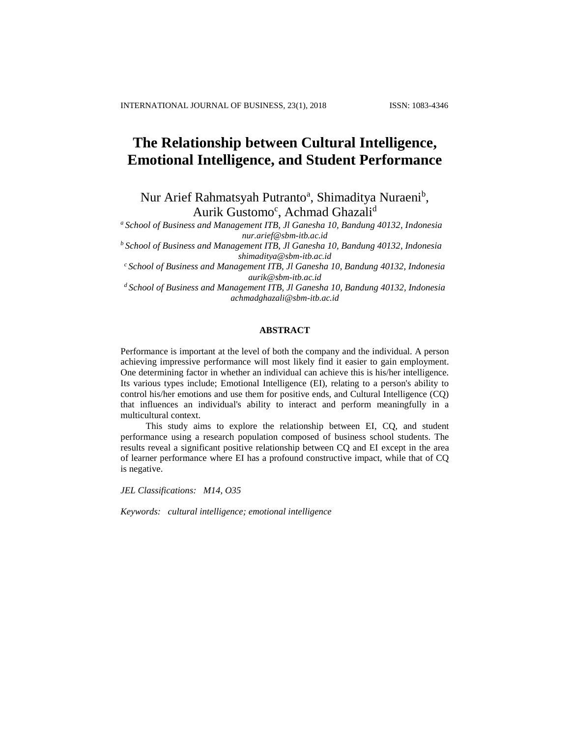# The Relationship between Cultural Intelligence, Emotional Intelligence, and Student Performance

Nur Arief Rahmatsyah Putranto[a], Shimaditya Nuraeni[b], Aurik Gustomo[c], Achmad Ghazali[d]

[a] *School of Business and Management ITB, Jl Ganesha 10, Bandung 40132, Indonesia*
*nur.arief@sbm-itb.ac.id*

[b] *School of Business and Management ITB, Jl Ganesha 10, Bandung 40132, Indonesia*
*shimaditya@sbm-itb.ac.id*

[c] *School of Business and Management ITB, Jl Ganesha 10, Bandung 40132, Indonesia*
*aurik@sbm-itb.ac.id*

[d] *School of Business and Management ITB, Jl Ganesha 10, Bandung 40132, Indonesia*
*achmadghazali@sbm-itb.ac.id*

## ABSTRACT

Performance is important at the level of both the company and the individual. A person achieving impressive performance will most likely find it easier to gain employment. One determining factor in whether an individual can achieve this is his/her intelligence. Its various types include; Emotional Intelligence (EI), relating to a person's ability to control his/her emotions and use them for positive ends, and Cultural Intelligence (CQ) that influences an individual's ability to interact and perform meaningfully in a multicultural context.

This study aims to explore the relationship between EI, CQ, and student performance using a research population composed of business school students. The results reveal a significant positive relationship between CQ and EI except in the area of learner performance where EI has a profound constructive impact, while that of CQ is negative.

*JEL Classifications:* *M14, O35*

*Keywords:* *cultural intelligence; emotional intelligence*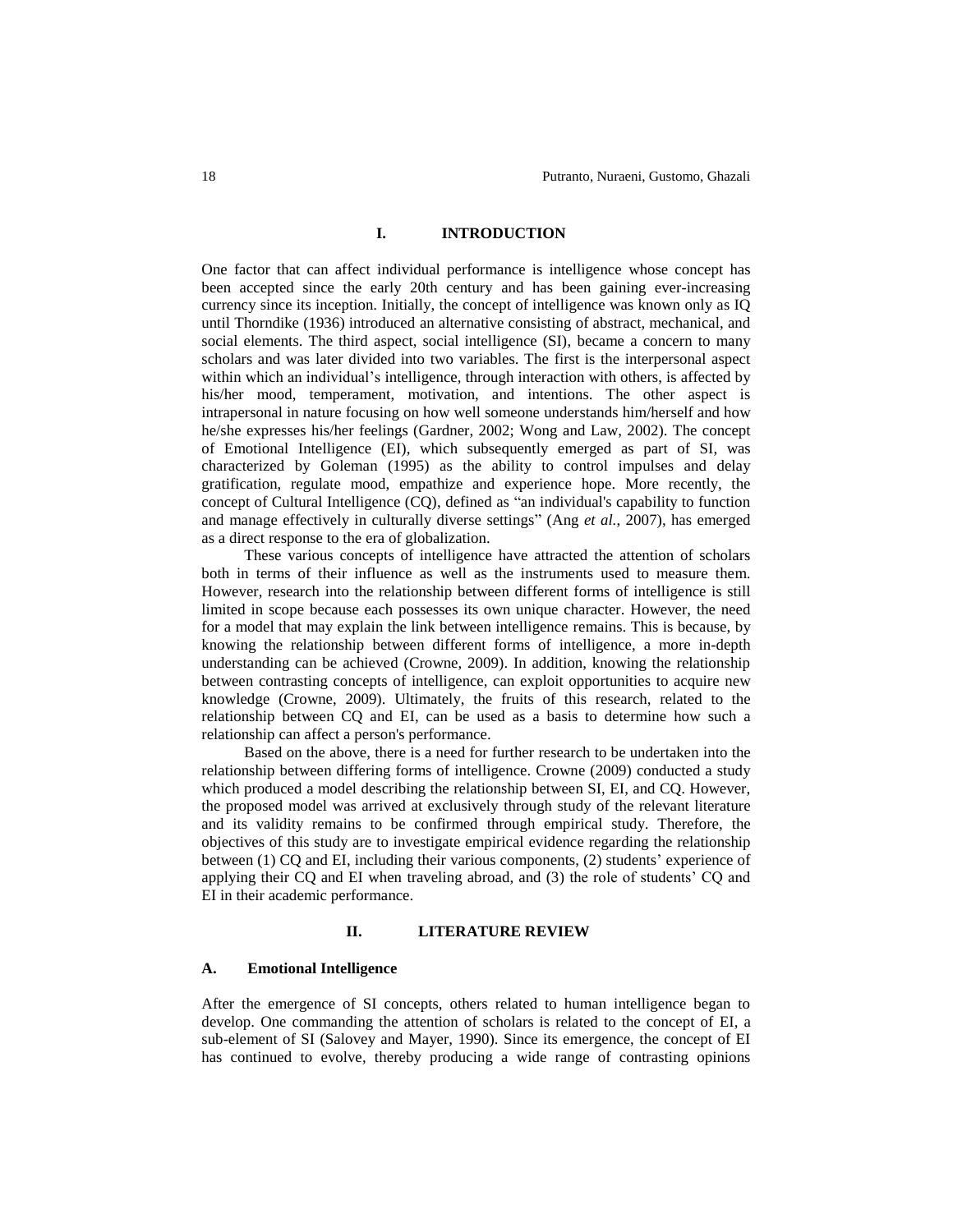## I. INTRODUCTION

One factor that can affect individual performance is intelligence whose concept has been accepted since the early 20th century and has been gaining ever-increasing currency since its inception. Initially, the concept of intelligence was known only as IQ until Thorndike (1936) introduced an alternative consisting of abstract, mechanical, and social elements. The third aspect, social intelligence (SI), became a concern to many scholars and was later divided into two variables. The first is the interpersonal aspect within which an individual's intelligence, through interaction with others, is affected by his/her mood, temperament, motivation, and intentions. The other aspect is intrapersonal in nature focusing on how well someone understands him/herself and how he/she expresses his/her feelings (Gardner, 2002; Wong and Law, 2002). The concept of Emotional Intelligence (EI), which subsequently emerged as part of SI, was characterized by Goleman (1995) as the ability to control impulses and delay gratification, regulate mood, empathize and experience hope. More recently, the concept of Cultural Intelligence (CQ), defined as "an individual's capability to function and manage effectively in culturally diverse settings" (Ang *et al.*, 2007), has emerged as a direct response to the era of globalization.

These various concepts of intelligence have attracted the attention of scholars both in terms of their influence as well as the instruments used to measure them. However, research into the relationship between different forms of intelligence is still limited in scope because each possesses its own unique character. However, the need for a model that may explain the link between intelligence remains. This is because, by knowing the relationship between different forms of intelligence, a more in-depth understanding can be achieved (Crowne, 2009). In addition, knowing the relationship between contrasting concepts of intelligence, can exploit opportunities to acquire new knowledge (Crowne, 2009). Ultimately, the fruits of this research, related to the relationship between CQ and EI, can be used as a basis to determine how such a relationship can affect a person's performance.

Based on the above, there is a need for further research to be undertaken into the relationship between differing forms of intelligence. Crowne (2009) conducted a study which produced a model describing the relationship between SI, EI, and CQ. However, the proposed model was arrived at exclusively through study of the relevant literature and its validity remains to be confirmed through empirical study. Therefore, the objectives of this study are to investigate empirical evidence regarding the relationship between (1) CQ and EI, including their various components, (2) students' experience of applying their CQ and EI when traveling abroad, and (3) the role of students' CQ and EI in their academic performance.

## II. LITERATURE REVIEW

### A. Emotional Intelligence

After the emergence of SI concepts, others related to human intelligence began to develop. One commanding the attention of scholars is related to the concept of EI, a sub-element of SI (Salovey and Mayer, 1990). Since its emergence, the concept of EI has continued to evolve, thereby producing a wide range of contrasting opinions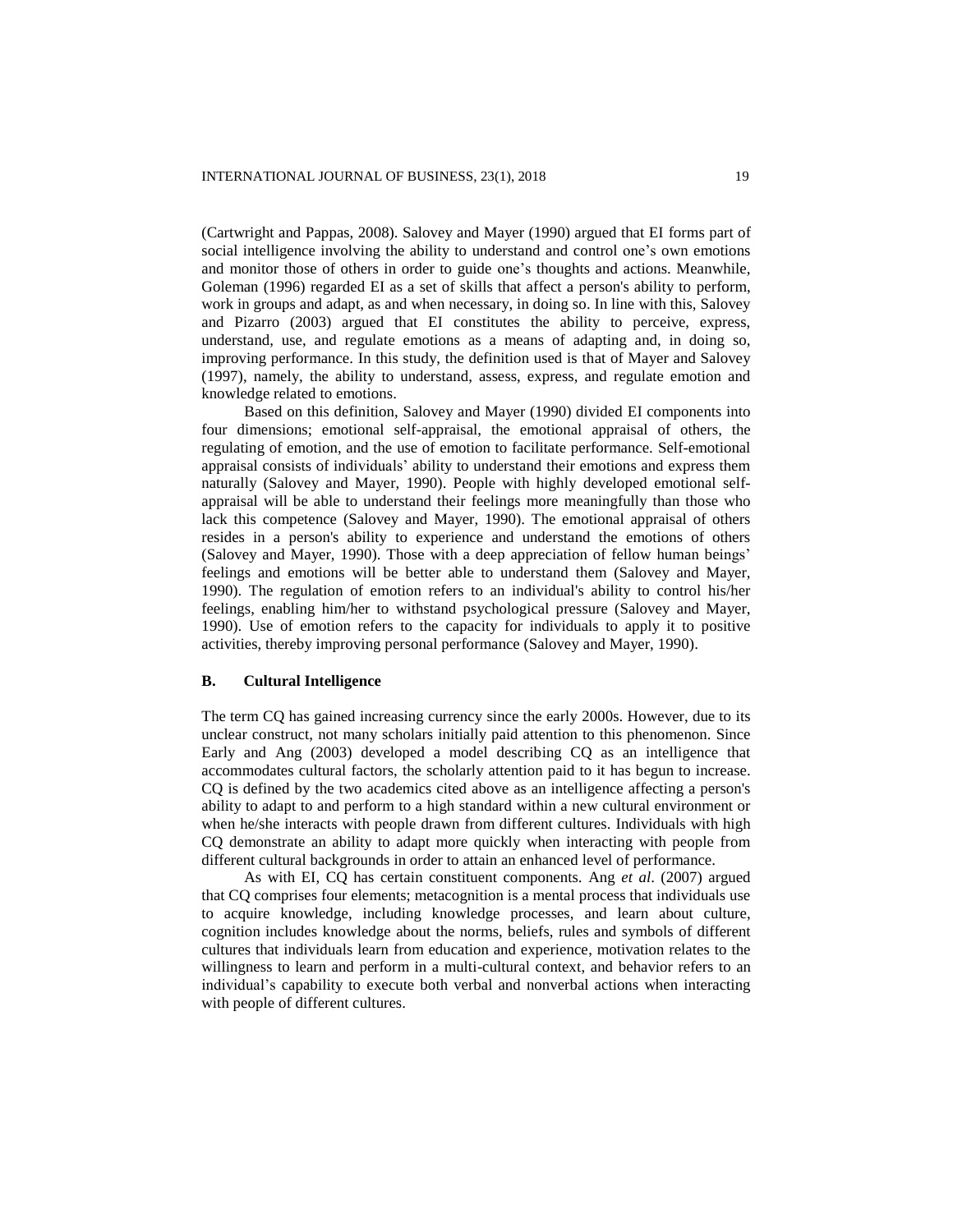(Cartwright and Pappas, 2008). Salovey and Mayer (1990) argued that EI forms part of social intelligence involving the ability to understand and control one's own emotions and monitor those of others in order to guide one's thoughts and actions. Meanwhile, Goleman (1996) regarded EI as a set of skills that affect a person's ability to perform, work in groups and adapt, as and when necessary, in doing so. In line with this, Salovey and Pizarro (2003) argued that EI constitutes the ability to perceive, express, understand, use, and regulate emotions as a means of adapting and, in doing so, improving performance. In this study, the definition used is that of Mayer and Salovey (1997), namely, the ability to understand, assess, express, and regulate emotion and knowledge related to emotions.

Based on this definition, Salovey and Mayer (1990) divided EI components into four dimensions; emotional self-appraisal, the emotional appraisal of others, the regulating of emotion, and the use of emotion to facilitate performance. Self-emotional appraisal consists of individuals' ability to understand their emotions and express them naturally (Salovey and Mayer, 1990). People with highly developed emotional self-appraisal will be able to understand their feelings more meaningfully than those who lack this competence (Salovey and Mayer, 1990). The emotional appraisal of others resides in a person's ability to experience and understand the emotions of others (Salovey and Mayer, 1990). Those with a deep appreciation of fellow human beings' feelings and emotions will be better able to understand them (Salovey and Mayer, 1990). The regulation of emotion refers to an individual's ability to control his/her feelings, enabling him/her to withstand psychological pressure (Salovey and Mayer, 1990). Use of emotion refers to the capacity for individuals to apply it to positive activities, thereby improving personal performance (Salovey and Mayer, 1990).

### B. Cultural Intelligence

The term CQ has gained increasing currency since the early 2000s. However, due to its unclear construct, not many scholars initially paid attention to this phenomenon. Since Early and Ang (2003) developed a model describing CQ as an intelligence that accommodates cultural factors, the scholarly attention paid to it has begun to increase. CQ is defined by the two academics cited above as an intelligence affecting a person's ability to adapt to and perform to a high standard within a new cultural environment or when he/she interacts with people drawn from different cultures. Individuals with high CQ demonstrate an ability to adapt more quickly when interacting with people from different cultural backgrounds in order to attain an enhanced level of performance.

As with EI, CQ has certain constituent components. Ang *et al*. (2007) argued that CQ comprises four elements; metacognition is a mental process that individuals use to acquire knowledge, including knowledge processes, and learn about culture, cognition includes knowledge about the norms, beliefs, rules and symbols of different cultures that individuals learn from education and experience, motivation relates to the willingness to learn and perform in a multi-cultural context, and behavior refers to an individual's capability to execute both verbal and nonverbal actions when interacting with people of different cultures.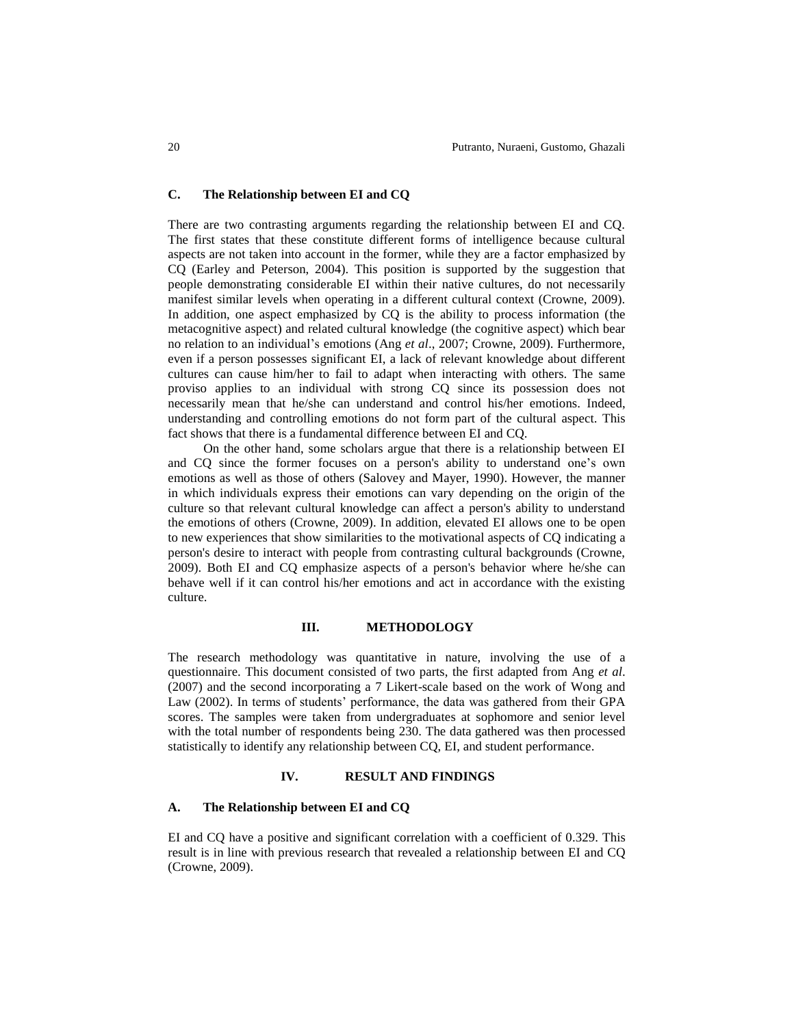### C. The Relationship between EI and CQ

There are two contrasting arguments regarding the relationship between EI and CQ. The first states that these constitute different forms of intelligence because cultural aspects are not taken into account in the former, while they are a factor emphasized by CQ (Earley and Peterson, 2004). This position is supported by the suggestion that people demonstrating considerable EI within their native cultures, do not necessarily manifest similar levels when operating in a different cultural context (Crowne, 2009). In addition, one aspect emphasized by CQ is the ability to process information (the metacognitive aspect) and related cultural knowledge (the cognitive aspect) which bear no relation to an individual's emotions (Ang *et al*., 2007; Crowne, 2009). Furthermore, even if a person possesses significant EI, a lack of relevant knowledge about different cultures can cause him/her to fail to adapt when interacting with others. The same proviso applies to an individual with strong CQ since its possession does not necessarily mean that he/she can understand and control his/her emotions. Indeed, understanding and controlling emotions do not form part of the cultural aspect. This fact shows that there is a fundamental difference between EI and CQ.

On the other hand, some scholars argue that there is a relationship between EI and CQ since the former focuses on a person's ability to understand one's own emotions as well as those of others (Salovey and Mayer, 1990). However, the manner in which individuals express their emotions can vary depending on the origin of the culture so that relevant cultural knowledge can affect a person's ability to understand the emotions of others (Crowne, 2009). In addition, elevated EI allows one to be open to new experiences that show similarities to the motivational aspects of CQ indicating a person's desire to interact with people from contrasting cultural backgrounds (Crowne, 2009). Both EI and CQ emphasize aspects of a person's behavior where he/she can behave well if it can control his/her emotions and act in accordance with the existing culture.

## III. METHODOLOGY

The research methodology was quantitative in nature, involving the use of a questionnaire. This document consisted of two parts, the first adapted from Ang *et al*. (2007) and the second incorporating a 7 Likert-scale based on the work of Wong and Law (2002). In terms of students' performance, the data was gathered from their GPA scores. The samples were taken from undergraduates at sophomore and senior level with the total number of respondents being 230. The data gathered was then processed statistically to identify any relationship between CQ, EI, and student performance.

## IV. RESULT AND FINDINGS

### A. The Relationship between EI and CQ

EI and CQ have a positive and significant correlation with a coefficient of 0.329. This result is in line with previous research that revealed a relationship between EI and CQ (Crowne, 2009).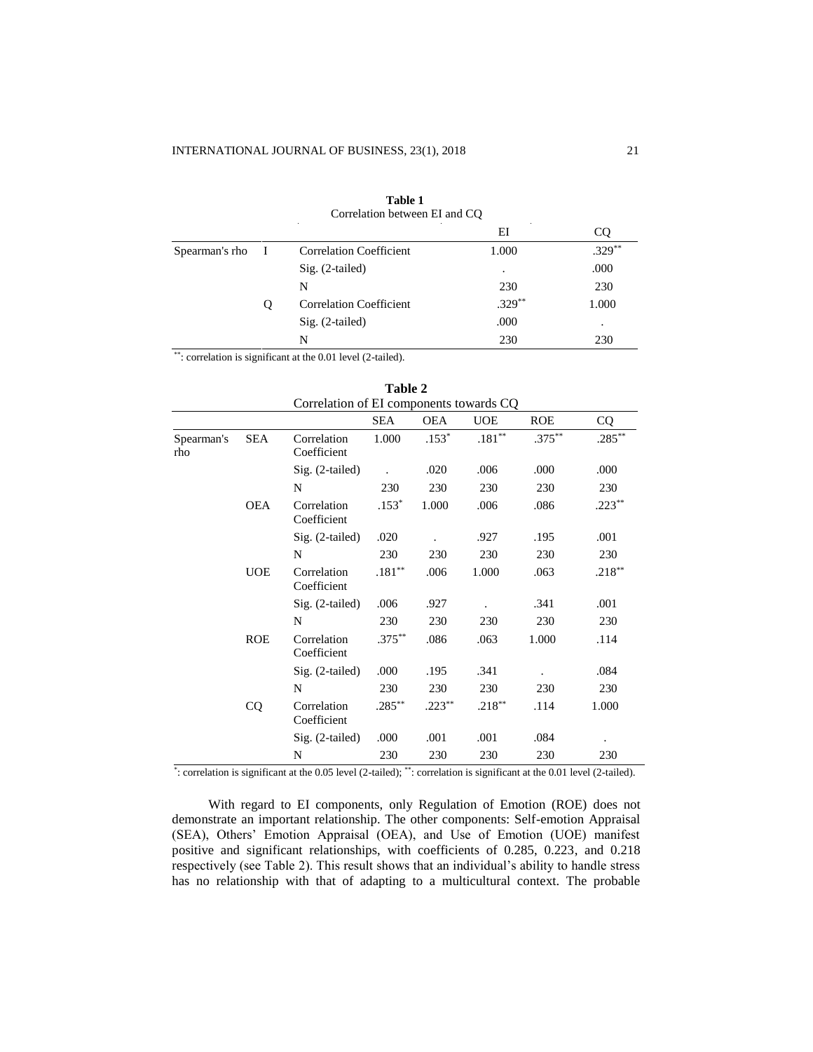**Table 1**
Correlation between EI and CQ

| | | | EI | CQ |
|---|---|---|---|---|
| Spearman's rho | I | Correlation Coefficient | 1.000 | .329** |
| | | Sig. (2-tailed) | . | .000 |
| | | N | 230 | 230 |
| | Q | Correlation Coefficient | .329** | 1.000 |
| | | Sig. (2-tailed) | .000 | . |
| | | N | 230 | 230 |

**: correlation is significant at the 0.01 level (2-tailed).

**Table 2**
Correlation of EI components towards CQ

| | | | SEA | OEA | UOE | ROE | CQ |
|---|---|---|---|---|---|---|---|
| Spearman's rho | SEA | Correlation Coefficient | 1.000 | .153* | .181** | .375** | .285** |
| | | Sig. (2-tailed) | . | .020 | .006 | .000 | .000 |
| | | N | 230 | 230 | 230 | 230 | 230 |
| | OEA | Correlation Coefficient | .153* | 1.000 | .006 | .086 | .223** |
| | | Sig. (2-tailed) | .020 | . | .927 | .195 | .001 |
| | | N | 230 | 230 | 230 | 230 | 230 |
| | UOE | Correlation Coefficient | .181** | .006 | 1.000 | .063 | .218** |
| | | Sig. (2-tailed) | .006 | .927 | . | .341 | .001 |
| | | N | 230 | 230 | 230 | 230 | 230 |
| | ROE | Correlation Coefficient | .375** | .086 | .063 | 1.000 | .114 |
| | | Sig. (2-tailed) | .000 | .195 | .341 | . | .084 |
| | | N | 230 | 230 | 230 | 230 | 230 |
| | CQ | Correlation Coefficient | .285** | .223** | .218** | .114 | 1.000 |
| | | Sig. (2-tailed) | .000 | .001 | .001 | .084 | . |
| | | N | 230 | 230 | 230 | 230 | 230 |

*: correlation is significant at the 0.05 level (2-tailed); **: correlation is significant at the 0.01 level (2-tailed).

With regard to EI components, only Regulation of Emotion (ROE) does not demonstrate an important relationship. The other components: Self-emotion Appraisal (SEA), Others' Emotion Appraisal (OEA), and Use of Emotion (UOE) manifest positive and significant relationships, with coefficients of 0.285, 0.223, and 0.218 respectively (see Table 2). This result shows that an individual's ability to handle stress has no relationship with that of adapting to a multicultural context. The probable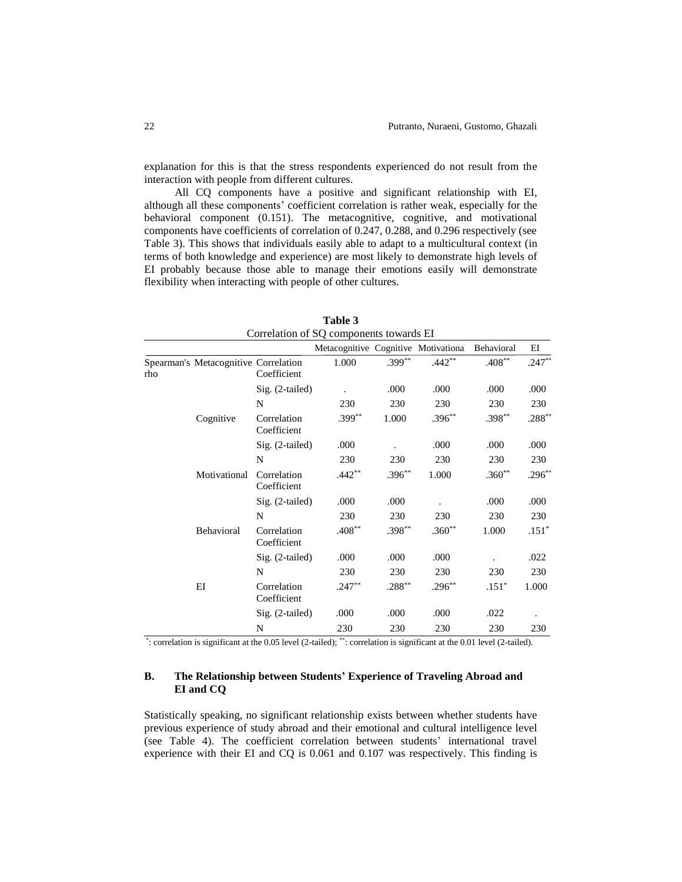explanation for this is that the stress respondents experienced do not result from the interaction with people from different cultures.

All CQ components have a positive and significant relationship with EI, although all these components' coefficient correlation is rather weak, especially for the behavioral component (0.151). The metacognitive, cognitive, and motivational components have coefficients of correlation of 0.247, 0.288, and 0.296 respectively (see Table 3). This shows that individuals easily able to adapt to a multicultural context (in terms of both knowledge and experience) are most likely to demonstrate high levels of EI probably because those able to manage their emotions easily will demonstrate flexibility when interacting with people of other cultures.

**Table 3**

Correlation of SQ components towards EI

| | | | Metacognitive | Cognitive | Motivational | Behavioral | EI |
|---|---|---|---|---|---|---|---|
| Spearman's rho | Metacognitive | Correlation Coefficient | 1.000 | .399** | .442** | .408** | .247** |
| | | Sig. (2-tailed) | . | .000 | .000 | .000 | .000 |
| | | N | 230 | 230 | 230 | 230 | 230 |
| | Cognitive | Correlation Coefficient | .399** | 1.000 | .396** | .398** | .288** |
| | | Sig. (2-tailed) | .000 | . | .000 | .000 | .000 |
| | | N | 230 | 230 | 230 | 230 | 230 |
| | Motivational | Correlation Coefficient | .442** | .396** | 1.000 | .360** | .296** |
| | | Sig. (2-tailed) | .000 | .000 | . | .000 | .000 |
| | | N | 230 | 230 | 230 | 230 | 230 |
| | Behavioral | Correlation Coefficient | .408** | .398** | .360** | 1.000 | .151* |
| | | Sig. (2-tailed) | .000 | .000 | .000 | . | .022 |
| | | N | 230 | 230 | 230 | 230 | 230 |
| | EI | Correlation Coefficient | .247** | .288** | .296** | .151* | 1.000 |
| | | Sig. (2-tailed) | .000 | .000 | .000 | .022 | . |
| | | N | 230 | 230 | 230 | 230 | 230 |

*: correlation is significant at the 0.05 level (2-tailed); **: correlation is significant at the 0.01 level (2-tailed).

### B. The Relationship between Students' Experience of Traveling Abroad and EI and CQ

Statistically speaking, no significant relationship exists between whether students have previous experience of study abroad and their emotional and cultural intelligence level (see Table 4). The coefficient correlation between students' international travel experience with their EI and CQ is 0.061 and 0.107 was respectively. This finding is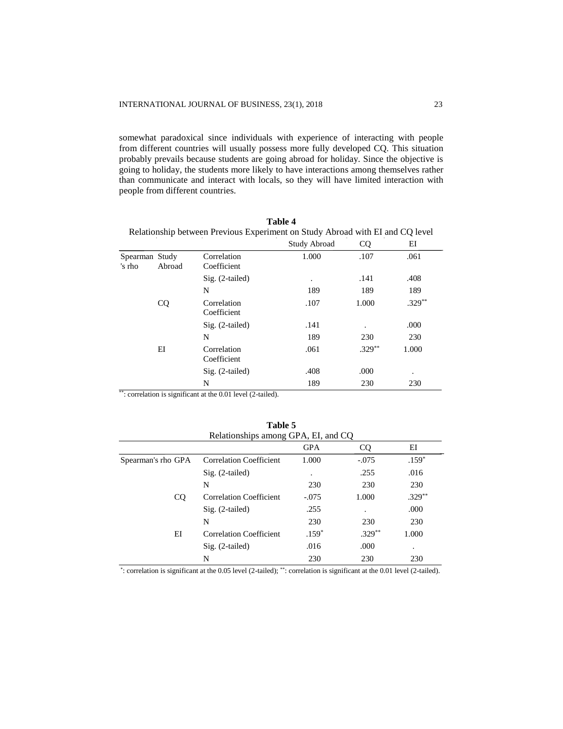somewhat paradoxical since individuals with experience of interacting with people from different countries will usually possess more fully developed CQ. This situation probably prevails because students are going abroad for holiday. Since the objective is going to holiday, the students more likely to have interactions among themselves rather than communicate and interact with locals, so they will have limited interaction with people from different countries.

**Table 4**

Relationship between Previous Experiment on Study Abroad with EI and CQ level

| | | | Study Abroad | CQ | EI |
|---|---|---|---|---|---|
| Spearman's rho | Study Abroad | Correlation Coefficient | 1.000 | .107 | .061 |
| | | Sig. (2-tailed) | . | .141 | .408 |
| | | N | 189 | 189 | 189 |
| | CQ | Correlation Coefficient | .107 | 1.000 | .329** |
| | | Sig. (2-tailed) | .141 | . | .000 |
| | | N | 189 | 230 | 230 |
| | EI | Correlation Coefficient | .061 | .329** | 1.000 |
| | | Sig. (2-tailed) | .408 | .000 | . |
| | | N | 189 | 230 | 230 |

**: correlation is significant at the 0.01 level (2-tailed).

**Table 5**

Relationships among GPA, EI, and CQ

| | | | GPA | CQ | EI |
|---|---|---|---|---|---|
| Spearman's rho | GPA | Correlation Coefficient | 1.000 | -.075 | .159* |
| | | Sig. (2-tailed) | . | .255 | .016 |
| | | N | 230 | 230 | 230 |
| | CQ | Correlation Coefficient | -.075 | 1.000 | .329** |
| | | Sig. (2-tailed) | .255 | . | .000 |
| | | N | 230 | 230 | 230 |
| | EI | Correlation Coefficient | .159* | .329** | 1.000 |
| | | Sig. (2-tailed) | .016 | .000 | . |
| | | N | 230 | 230 | 230 |

*: correlation is significant at the 0.05 level (2-tailed); **: correlation is significant at the 0.01 level (2-tailed).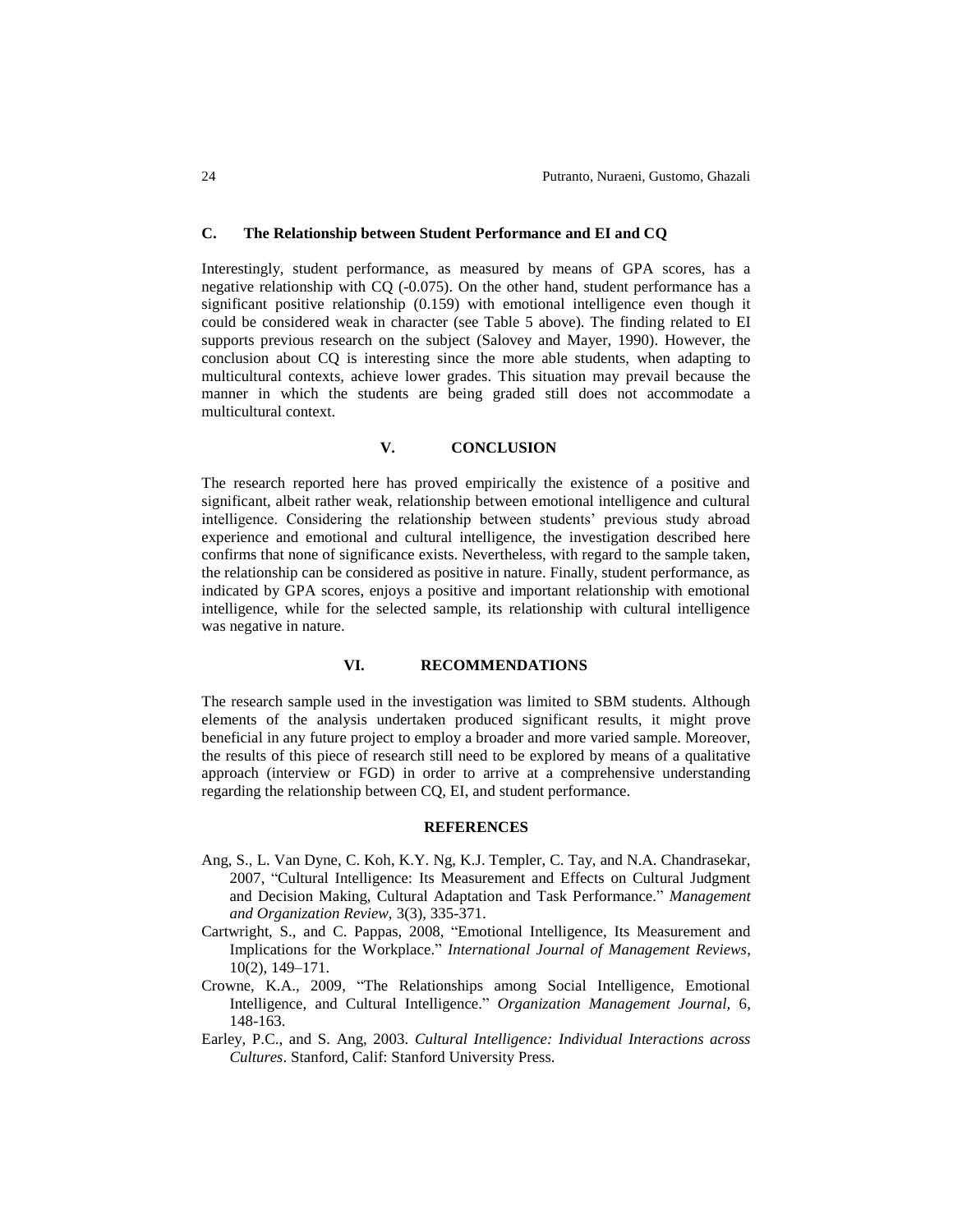### C. The Relationship between Student Performance and EI and CQ

Interestingly, student performance, as measured by means of GPA scores, has a negative relationship with CQ (-0.075). On the other hand, student performance has a significant positive relationship (0.159) with emotional intelligence even though it could be considered weak in character (see Table 5 above). The finding related to EI supports previous research on the subject (Salovey and Mayer, 1990). However, the conclusion about CQ is interesting since the more able students, when adapting to multicultural contexts, achieve lower grades. This situation may prevail because the manner in which the students are being graded still does not accommodate a multicultural context.

## V. CONCLUSION

The research reported here has proved empirically the existence of a positive and significant, albeit rather weak, relationship between emotional intelligence and cultural intelligence. Considering the relationship between students' previous study abroad experience and emotional and cultural intelligence, the investigation described here confirms that none of significance exists. Nevertheless, with regard to the sample taken, the relationship can be considered as positive in nature. Finally, student performance, as indicated by GPA scores, enjoys a positive and important relationship with emotional intelligence, while for the selected sample, its relationship with cultural intelligence was negative in nature.

## VI. RECOMMENDATIONS

The research sample used in the investigation was limited to SBM students. Although elements of the analysis undertaken produced significant results, it might prove beneficial in any future project to employ a broader and more varied sample. Moreover, the results of this piece of research still need to be explored by means of a qualitative approach (interview or FGD) in order to arrive at a comprehensive understanding regarding the relationship between CQ, EI, and student performance.

## REFERENCES

Ang, S., L. Van Dyne, C. Koh, K.Y. Ng, K.J. Templer, C. Tay, and N.A. Chandrasekar, 2007, "Cultural Intelligence: Its Measurement and Effects on Cultural Judgment and Decision Making, Cultural Adaptation and Task Performance." *Management and Organization Review*, 3(3), 335-371.

Cartwright, S., and C. Pappas, 2008, "Emotional Intelligence, Its Measurement and Implications for the Workplace." *International Journal of Management Reviews*, 10(2), 149–171.

Crowne, K.A., 2009, "The Relationships among Social Intelligence, Emotional Intelligence, and Cultural Intelligence." *Organization Management Journal*, 6, 148-163.

Earley, P.C., and S. Ang, 2003. *Cultural Intelligence: Individual Interactions across Cultures*. Stanford, Calif: Stanford University Press.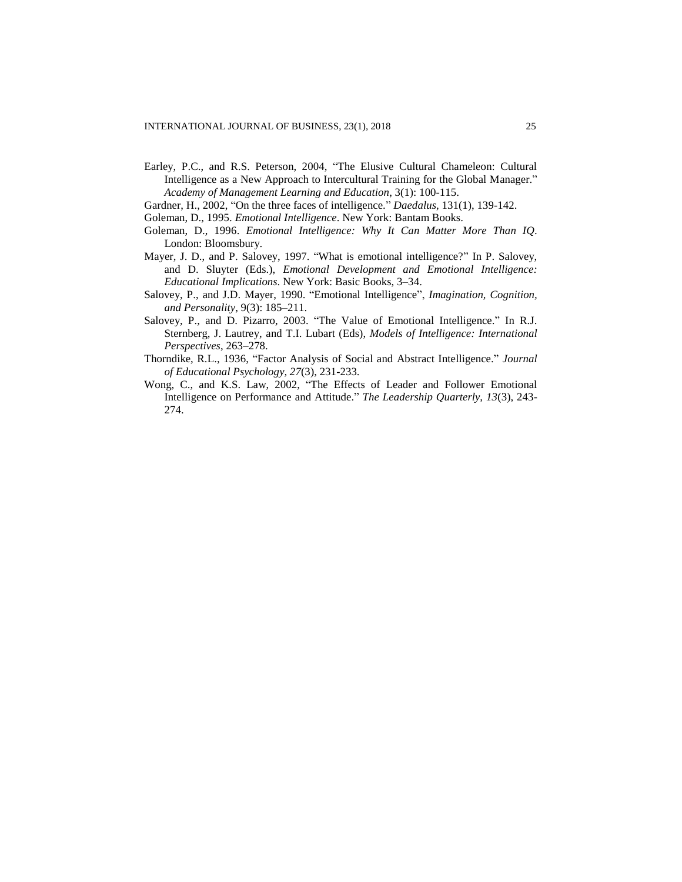Earley, P.C., and R.S. Peterson, 2004, "The Elusive Cultural Chameleon: Cultural Intelligence as a New Approach to Intercultural Training for the Global Manager." *Academy of Management Learning and Education*, 3(1): 100-115.

Gardner, H., 2002, "On the three faces of intelligence." *Daedalus*, 131(1), 139-142.

Goleman, D., 1995. *Emotional Intelligence*. New York: Bantam Books.

Goleman, D., 1996. *Emotional Intelligence: Why It Can Matter More Than IQ*. London: Bloomsbury.

Mayer, J. D., and P. Salovey, 1997. "What is emotional intelligence?" In P. Salovey, and D. Sluyter (Eds.), *Emotional Development and Emotional Intelligence: Educational Implications*. New York: Basic Books, 3–34.

Salovey, P., and J.D. Mayer, 1990. "Emotional Intelligence", *Imagination, Cognition, and Personality*, 9(3): 185–211.

Salovey, P., and D. Pizarro, 2003. "The Value of Emotional Intelligence." In R.J. Sternberg, J. Lautrey, and T.I. Lubart (Eds), *Models of Intelligence: International Perspectives*, 263–278.

Thorndike, R.L., 1936, "Factor Analysis of Social and Abstract Intelligence." *Journal of Educational Psychology, 27*(3), 231-233.

Wong, C., and K.S. Law, 2002, "The Effects of Leader and Follower Emotional Intelligence on Performance and Attitude." *The Leadership Quarterly, 13*(3), 243-274.